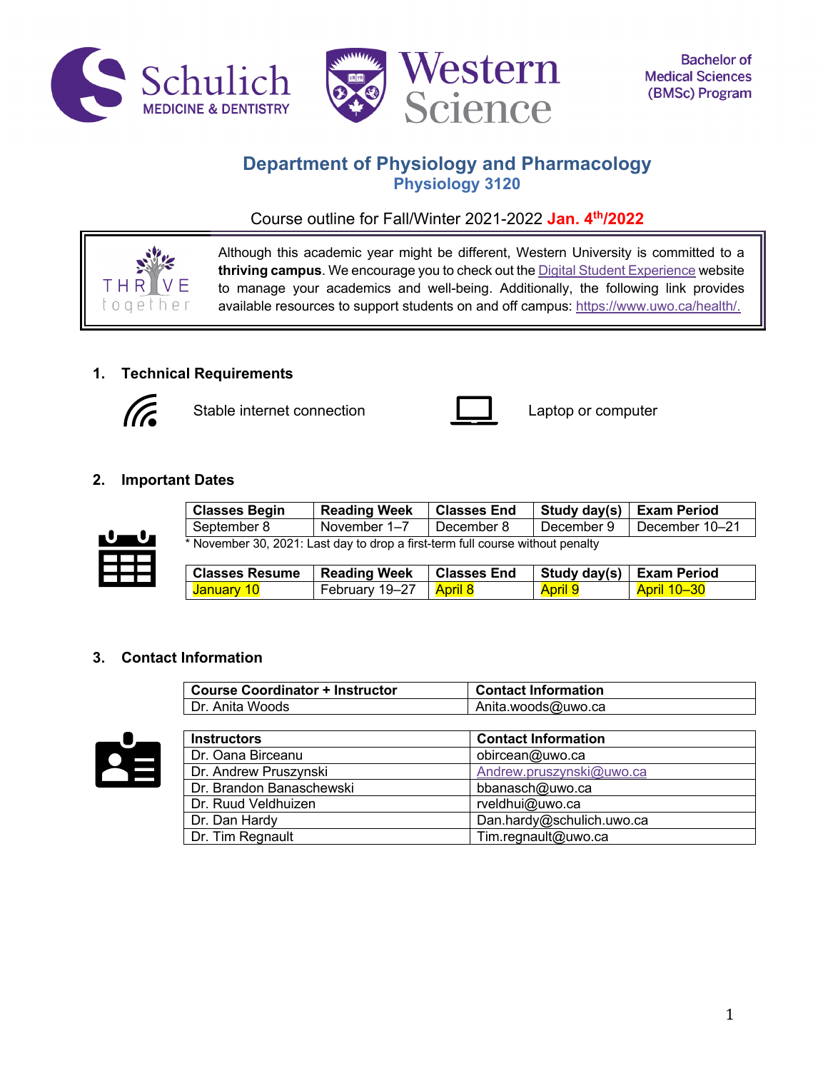Bachelor of Medical Sciences (BMSc) Program

# Department of Physiology and Pharmacology

## Physiology 3120

Course outline for Fall/Winter 2021-2022 **Jan. 4th/2022**

Although this academic year might be different, Western University is committed to a **thriving campus**. We encourage you to check out the Digital Student Experience website to manage your academics and well-being. Additionally, the following link provides available resources to support students on and off campus: https://www.uwo.ca/health/.

## 1. Technical Requirements

- Stable internet connection
- Laptop or computer

## 2. Important Dates

| Classes Begin | Reading Week | Classes End | Study day(s) | Exam Period |
|---|---|---|---|---|
| September 8 | November 1–7 | December 8 | December 9 | December 10–21 |

\* November 30, 2021: Last day to drop a first-term full course without penalty

| Classes Resume | Reading Week | Classes End | Study day(s) | Exam Period |
|---|---|---|---|---|
| January 10 | February 19–27 | April 8 | April 9 | April 10–30 |

## 3. Contact Information

| Course Coordinator + Instructor | Contact Information |
|---|---|
| Dr. Anita Woods | Anita.woods@uwo.ca |

| Instructors | Contact Information |
|---|---|
| Dr. Oana Birceanu | obircean@uwo.ca |
| Dr. Andrew Pruszynski | Andrew.pruszynski@uwo.ca |
| Dr. Brandon Banaschewski | bbanasch@uwo.ca |
| Dr. Ruud Veldhuizen | rveldhui@uwo.ca |
| Dr. Dan Hardy | Dan.hardy@schulich.uwo.ca |
| Dr. Tim Regnault | Tim.regnault@uwo.ca |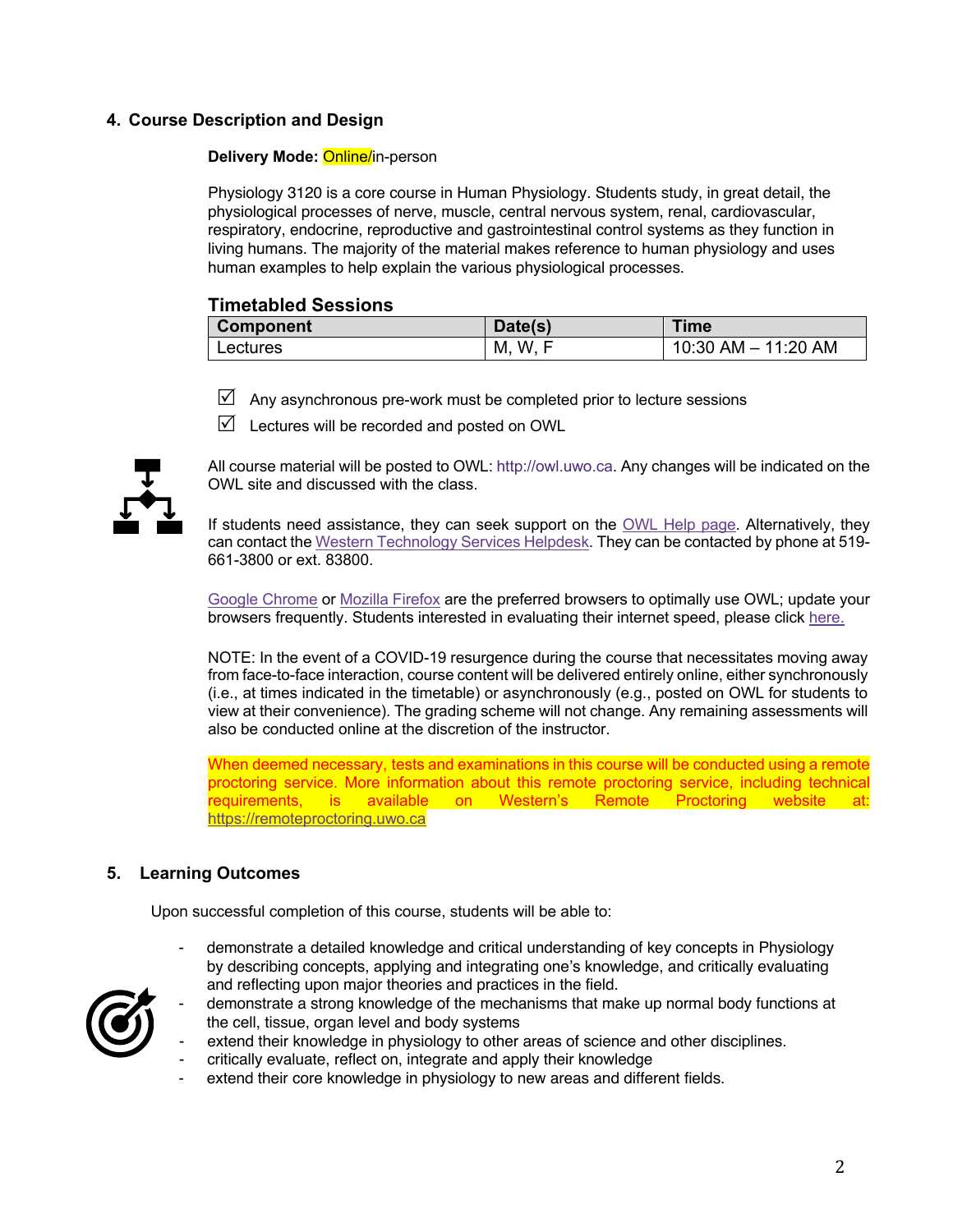## 4. Course Description and Design

**Delivery Mode:** Online/in-person

Physiology 3120 is a core course in Human Physiology. Students study, in great detail, the physiological processes of nerve, muscle, central nervous system, renal, cardiovascular, respiratory, endocrine, reproductive and gastrointestinal control systems as they function in living humans. The majority of the material makes reference to human physiology and uses human examples to help explain the various physiological processes.

### Timetabled Sessions

| Component | Date(s) | Time |
|---|---|---|
| Lectures | M, W, F | 10:30 AM – 11:20 AM |

☑ Any asynchronous pre-work must be completed prior to lecture sessions

☑ Lectures will be recorded and posted on OWL

All course material will be posted to OWL: http://owl.uwo.ca. Any changes will be indicated on the OWL site and discussed with the class.

If students need assistance, they can seek support on the OWL Help page. Alternatively, they can contact the Western Technology Services Helpdesk. They can be contacted by phone at 519-661-3800 or ext. 83800.

Google Chrome or Mozilla Firefox are the preferred browsers to optimally use OWL; update your browsers frequently. Students interested in evaluating their internet speed, please click here.

NOTE: In the event of a COVID-19 resurgence during the course that necessitates moving away from face-to-face interaction, course content will be delivered entirely online, either synchronously (i.e., at times indicated in the timetable) or asynchronously (e.g., posted on OWL for students to view at their convenience). The grading scheme will not change. Any remaining assessments will also be conducted online at the discretion of the instructor.

When deemed necessary, tests and examinations in this course will be conducted using a remote proctoring service. More information about this remote proctoring service, including technical requirements, is available on Western's Remote Proctoring website at: https://remoteproctoring.uwo.ca

## 5. Learning Outcomes

Upon successful completion of this course, students will be able to:

- demonstrate a detailed knowledge and critical understanding of key concepts in Physiology by describing concepts, applying and integrating one's knowledge, and critically evaluating and reflecting upon major theories and practices in the field.
- demonstrate a strong knowledge of the mechanisms that make up normal body functions at the cell, tissue, organ level and body systems
- extend their knowledge in physiology to other areas of science and other disciplines.
- critically evaluate, reflect on, integrate and apply their knowledge
- extend their core knowledge in physiology to new areas and different fields.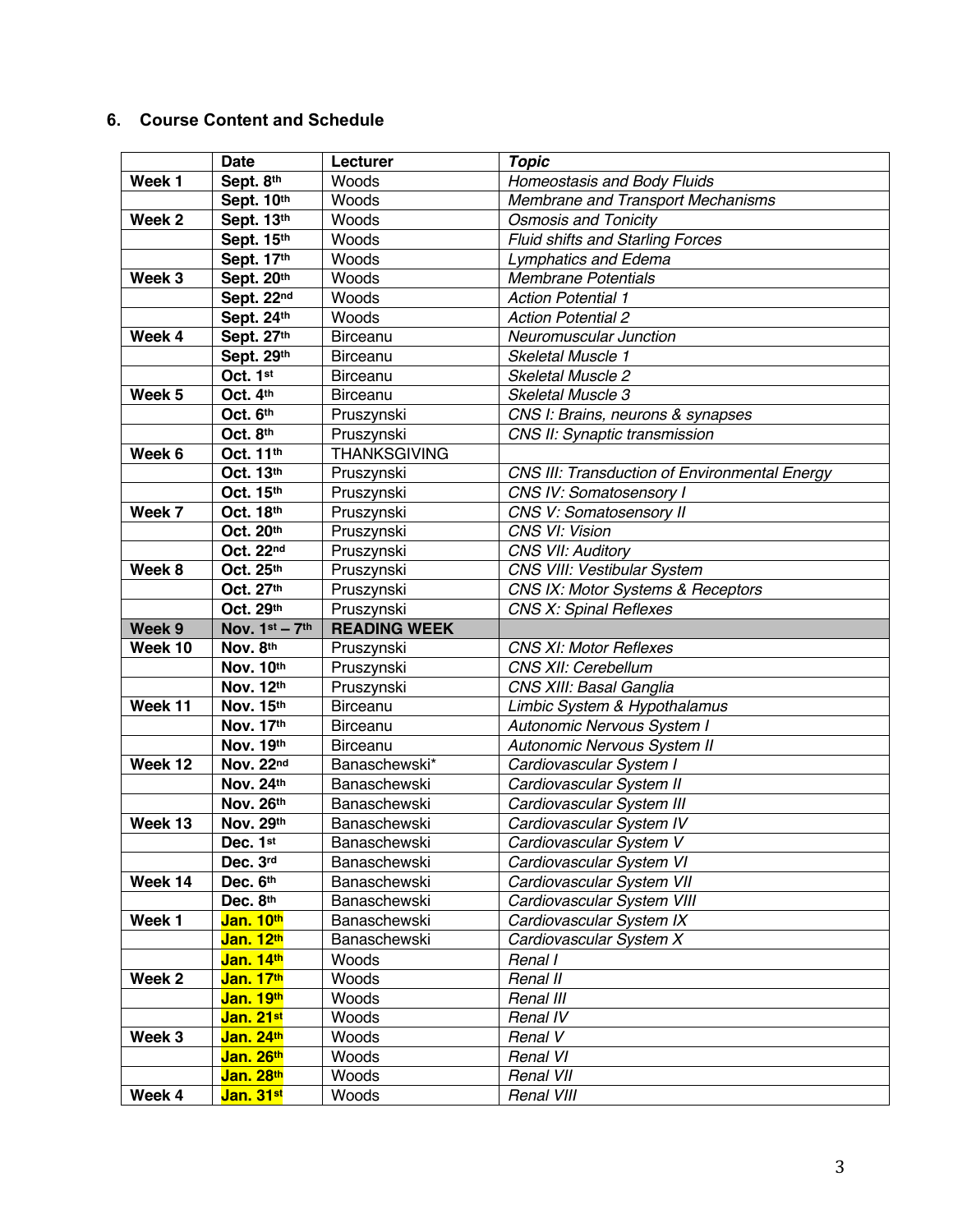## 6. Course Content and Schedule

| | Date | Lecturer | *Topic* |
|---|---|---|---|
| **Week 1** | **Sept. 8th** | Woods | *Homeostasis and Body Fluids* |
| | **Sept. 10th** | Woods | *Membrane and Transport Mechanisms* |
| **Week 2** | **Sept. 13th** | Woods | *Osmosis and Tonicity* |
| | **Sept. 15th** | Woods | *Fluid shifts and Starling Forces* |
| | **Sept. 17th** | Woods | *Lymphatics and Edema* |
| **Week 3** | **Sept. 20th** | Woods | *Membrane Potentials* |
| | **Sept. 22nd** | Woods | *Action Potential 1* |
| | **Sept. 24th** | Woods | *Action Potential 2* |
| **Week 4** | **Sept. 27th** | Birceanu | *Neuromuscular Junction* |
| | **Sept. 29th** | Birceanu | *Skeletal Muscle 1* |
| | **Oct. 1st** | Birceanu | *Skeletal Muscle 2* |
| **Week 5** | **Oct. 4th** | Birceanu | *Skeletal Muscle 3* |
| | **Oct. 6th** | Pruszynski | *CNS I: Brains, neurons & synapses* |
| | **Oct. 8th** | Pruszynski | *CNS II: Synaptic transmission* |
| **Week 6** | **Oct. 11th** | THANKSGIVING | |
| | **Oct. 13th** | Pruszynski | *CNS III: Transduction of Environmental Energy* |
| | **Oct. 15th** | Pruszynski | *CNS IV: Somatosensory I* |
| **Week 7** | **Oct. 18th** | Pruszynski | *CNS V: Somatosensory II* |
| | **Oct. 20th** | Pruszynski | *CNS VI: Vision* |
| | **Oct. 22nd** | Pruszynski | *CNS VII: Auditory* |
| **Week 8** | **Oct. 25th** | Pruszynski | *CNS VIII: Vestibular System* |
| | **Oct. 27th** | Pruszynski | *CNS IX: Motor Systems & Receptors* |
| | **Oct. 29th** | Pruszynski | *CNS X: Spinal Reflexes* |
| **Week 9** | **Nov. 1st – 7th** | **READING WEEK** | |
| **Week 10** | **Nov. 8th** | Pruszynski | *CNS XI: Motor Reflexes* |
| | **Nov. 10th** | Pruszynski | *CNS XII: Cerebellum* |
| | **Nov. 12th** | Pruszynski | *CNS XIII: Basal Ganglia* |
| **Week 11** | **Nov. 15th** | Birceanu | *Limbic System & Hypothalamus* |
| | **Nov. 17th** | Birceanu | *Autonomic Nervous System I* |
| | **Nov. 19th** | Birceanu | *Autonomic Nervous System II* |
| **Week 12** | **Nov. 22nd** | Banaschewski* | *Cardiovascular System I* |
| | **Nov. 24th** | Banaschewski | *Cardiovascular System II* |
| | **Nov. 26th** | Banaschewski | *Cardiovascular System III* |
| **Week 13** | **Nov. 29th** | Banaschewski | *Cardiovascular System IV* |
| | **Dec. 1st** | Banaschewski | *Cardiovascular System V* |
| | **Dec. 3rd** | Banaschewski | *Cardiovascular System VI* |
| **Week 14** | **Dec. 6th** | Banaschewski | *Cardiovascular System VII* |
| | **Dec. 8th** | Banaschewski | *Cardiovascular System VIII* |
| **Week 1** | **Jan. 10th** | Banaschewski | *Cardiovascular System IX* |
| | **Jan. 12th** | Banaschewski | *Cardiovascular System X* |
| | **Jan. 14th** | Woods | *Renal I* |
| **Week 2** | **Jan. 17th** | Woods | *Renal II* |
| | **Jan. 19th** | Woods | *Renal III* |
| | **Jan. 21st** | Woods | *Renal IV* |
| **Week 3** | **Jan. 24th** | Woods | *Renal V* |
| | **Jan. 26th** | Woods | *Renal VI* |
| | **Jan. 28th** | Woods | *Renal VII* |
| **Week 4** | **Jan. 31st** | Woods | *Renal VIII* |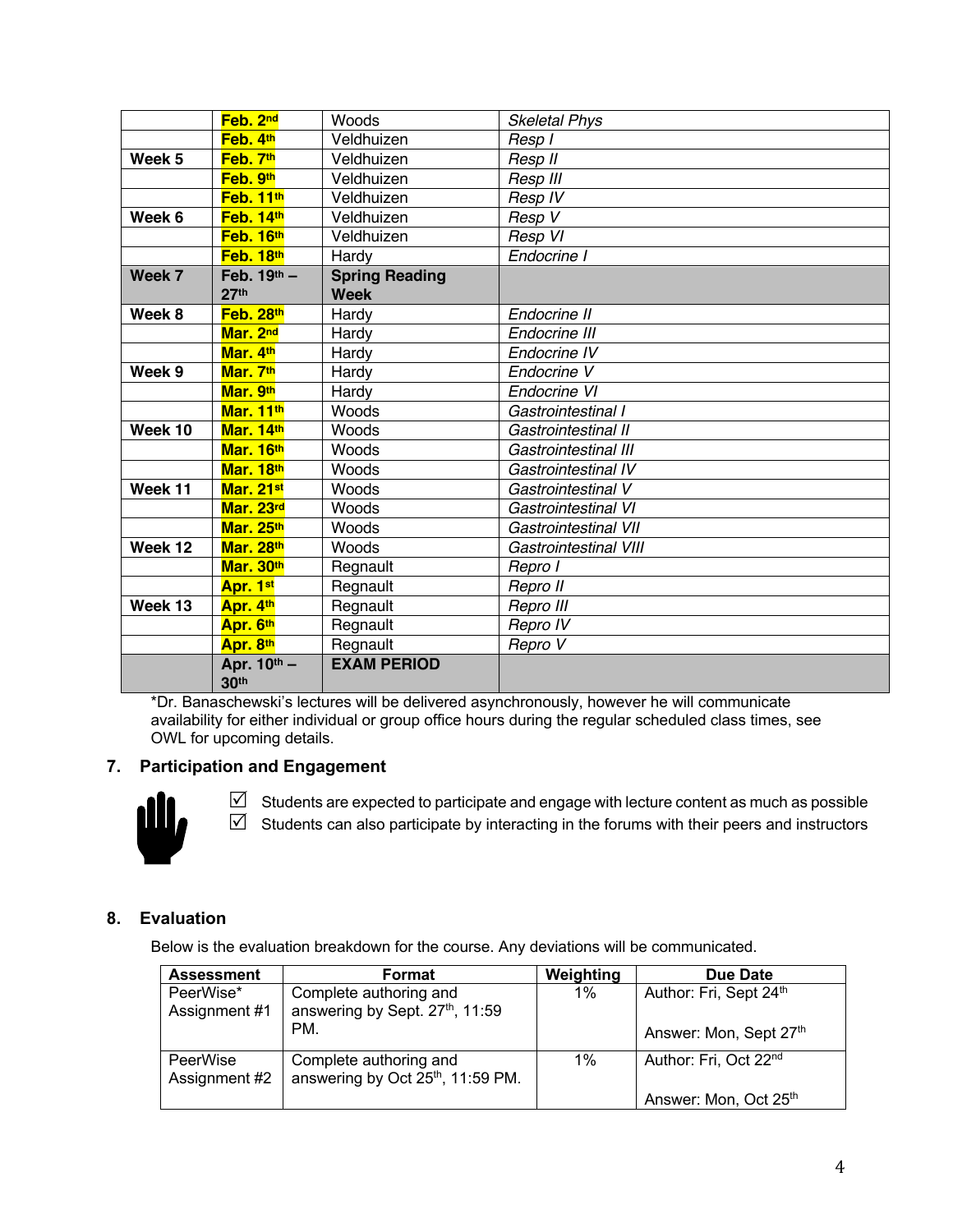| | | | |
|---|---|---|---|
| | **Feb. 2nd** | Woods | *Skeletal Phys* |
| | **Feb. 4th** | Veldhuizen | *Resp I* |
| **Week 5** | **Feb. 7th** | Veldhuizen | *Resp II* |
| | **Feb. 9th** | Veldhuizen | *Resp III* |
| | **Feb. 11th** | Veldhuizen | *Resp IV* |
| **Week 6** | **Feb. 14th** | Veldhuizen | *Resp V* |
| | **Feb. 16th** | Veldhuizen | *Resp VI* |
| | **Feb. 18th** | Hardy | *Endocrine I* |
| **Week 7** | **Feb. 19th – 27th** | **Spring Reading Week** | |
| **Week 8** | **Feb. 28th** | Hardy | *Endocrine II* |
| | **Mar. 2nd** | Hardy | *Endocrine III* |
| | **Mar. 4th** | Hardy | *Endocrine IV* |
| **Week 9** | **Mar. 7th** | Hardy | *Endocrine V* |
| | **Mar. 9th** | Hardy | *Endocrine VI* |
| | **Mar. 11th** | Woods | *Gastrointestinal I* |
| **Week 10** | **Mar. 14th** | Woods | *Gastrointestinal II* |
| | **Mar. 16th** | Woods | *Gastrointestinal III* |
| | **Mar. 18th** | Woods | *Gastrointestinal IV* |
| **Week 11** | **Mar. 21st** | Woods | *Gastrointestinal V* |
| | **Mar. 23rd** | Woods | *Gastrointestinal VI* |
| | **Mar. 25th** | Woods | *Gastrointestinal VII* |
| **Week 12** | **Mar. 28th** | Woods | *Gastrointestinal VIII* |
| | **Mar. 30th** | Regnault | *Repro I* |
| | **Apr. 1st** | Regnault | *Repro II* |
| **Week 13** | **Apr. 4th** | Regnault | *Repro III* |
| | **Apr. 6th** | Regnault | *Repro IV* |
| | **Apr. 8th** | Regnault | *Repro V* |
| | **Apr. 10th – 30th** | **EXAM PERIOD** | |

*Dr. Banaschewski's lectures will be delivered asynchronously, however he will communicate availability for either individual or group office hours during the regular scheduled class times, see OWL for upcoming details.

## 7. Participation and Engagement

- ☑ Students are expected to participate and engage with lecture content as much as possible
- ☑ Students can also participate by interacting in the forums with their peers and instructors

## 8. Evaluation

Below is the evaluation breakdown for the course. Any deviations will be communicated.

| Assessment | Format | Weighting | Due Date |
|---|---|---|---|
| PeerWise* Assignment #1 | Complete authoring and answering by Sept. 27th, 11:59 PM. | 1% | Author: Fri, Sept 24th<br><br>Answer: Mon, Sept 27th |
| PeerWise Assignment #2 | Complete authoring and answering by Oct 25th, 11:59 PM. | 1% | Author: Fri, Oct 22nd<br><br>Answer: Mon, Oct 25th |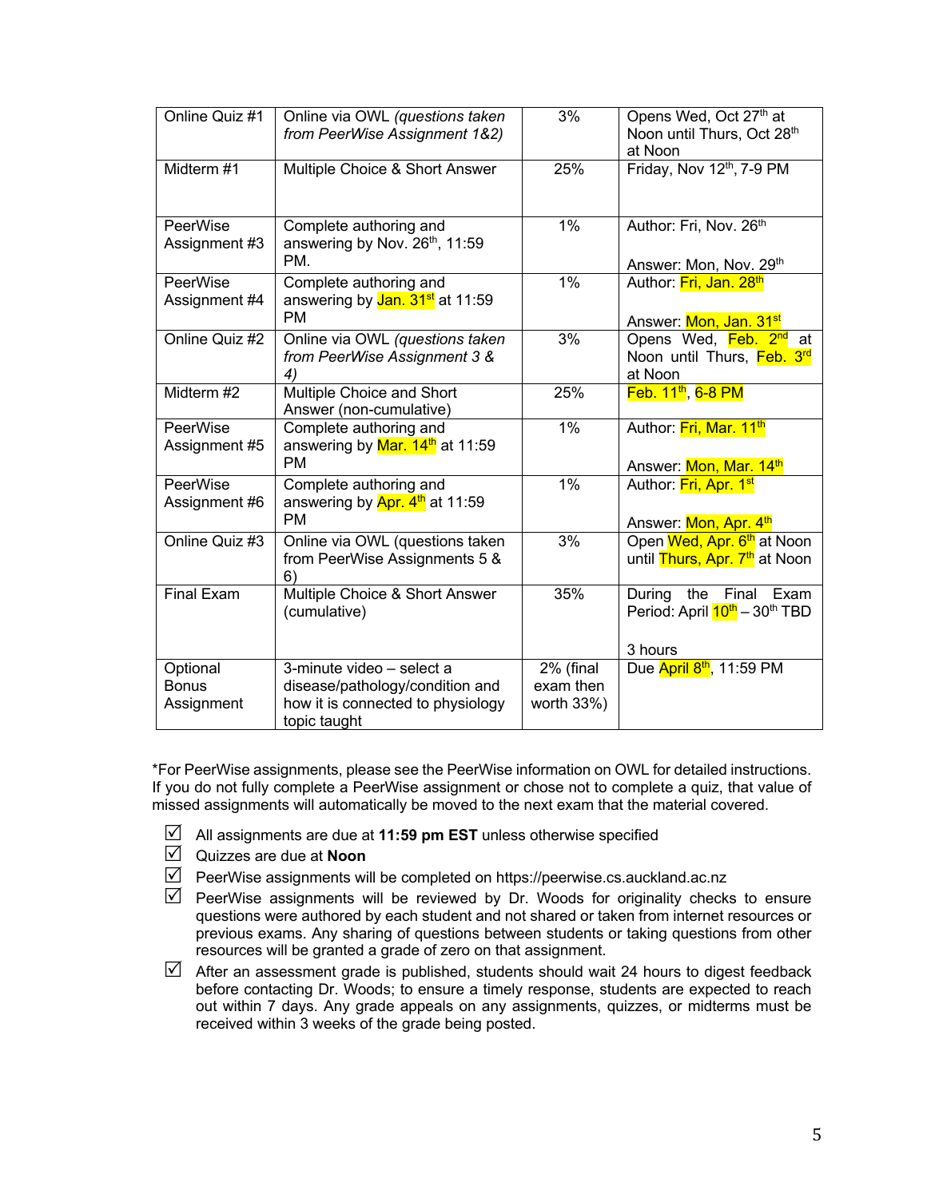| Online Quiz #1 | Online via OWL *(questions taken from PeerWise Assignment 1&2)* | 3% | Opens Wed, Oct 27th at Noon until Thurs, Oct 28th at Noon |
|---|---|---|---|
| Midterm #1 | Multiple Choice & Short Answer | 25% | Friday, Nov 12th, 7-9 PM |
| PeerWise Assignment #3 | Complete authoring and answering by Nov. 26th, 11:59 PM. | 1% | Author: Fri, Nov. 26th<br><br>Answer: Mon, Nov. 29th |
| PeerWise Assignment #4 | Complete authoring and answering by Jan. 31st at 11:59 PM | 1% | Author: Fri, Jan. 28th<br><br>Answer: Mon, Jan. 31st |
| Online Quiz #2 | Online via OWL *(questions taken from PeerWise Assignment 3 & 4)* | 3% | Opens Wed, Feb. 2nd at Noon until Thurs, Feb. 3rd at Noon |
| Midterm #2 | Multiple Choice and Short Answer (non-cumulative) | 25% | Feb. 11th, 6-8 PM |
| PeerWise Assignment #5 | Complete authoring and answering by Mar. 14th at 11:59 PM | 1% | Author: Fri, Mar. 11th<br><br>Answer: Mon, Mar. 14th |
| PeerWise Assignment #6 | Complete authoring and answering by Apr. 4th at 11:59 PM | 1% | Author: Fri, Apr. 1st<br><br>Answer: Mon, Apr. 4th |
| Online Quiz #3 | Online via OWL (questions taken from PeerWise Assignments 5 & 6) | 3% | Open Wed, Apr. 6th at Noon until Thurs, Apr. 7th at Noon |
| Final Exam | Multiple Choice & Short Answer (cumulative) | 35% | During the Final Exam Period: April 10th – 30th TBD<br><br>3 hours |
| Optional Bonus Assignment | 3-minute video – select a disease/pathology/condition and how it is connected to physiology topic taught | 2% (final exam then worth 33%) | Due April 8th, 11:59 PM |

*For PeerWise assignments, please see the PeerWise information on OWL for detailed instructions. If you do not fully complete a PeerWise assignment or chose not to complete a quiz, that value of missed assignments will automatically be moved to the next exam that the material covered.

- ☑ All assignments are due at **11:59 pm EST** unless otherwise specified
- ☑ Quizzes are due at **Noon**
- ☑ PeerWise assignments will be completed on https://peerwise.cs.auckland.ac.nz
- ☑ PeerWise assignments will be reviewed by Dr. Woods for originality checks to ensure questions were authored by each student and not shared or taken from internet resources or previous exams. Any sharing of questions between students or taking questions from other resources will be granted a grade of zero on that assignment.
- ☑ After an assessment grade is published, students should wait 24 hours to digest feedback before contacting Dr. Woods; to ensure a timely response, students are expected to reach out within 7 days. Any grade appeals on any assignments, quizzes, or midterms must be received within 3 weeks of the grade being posted.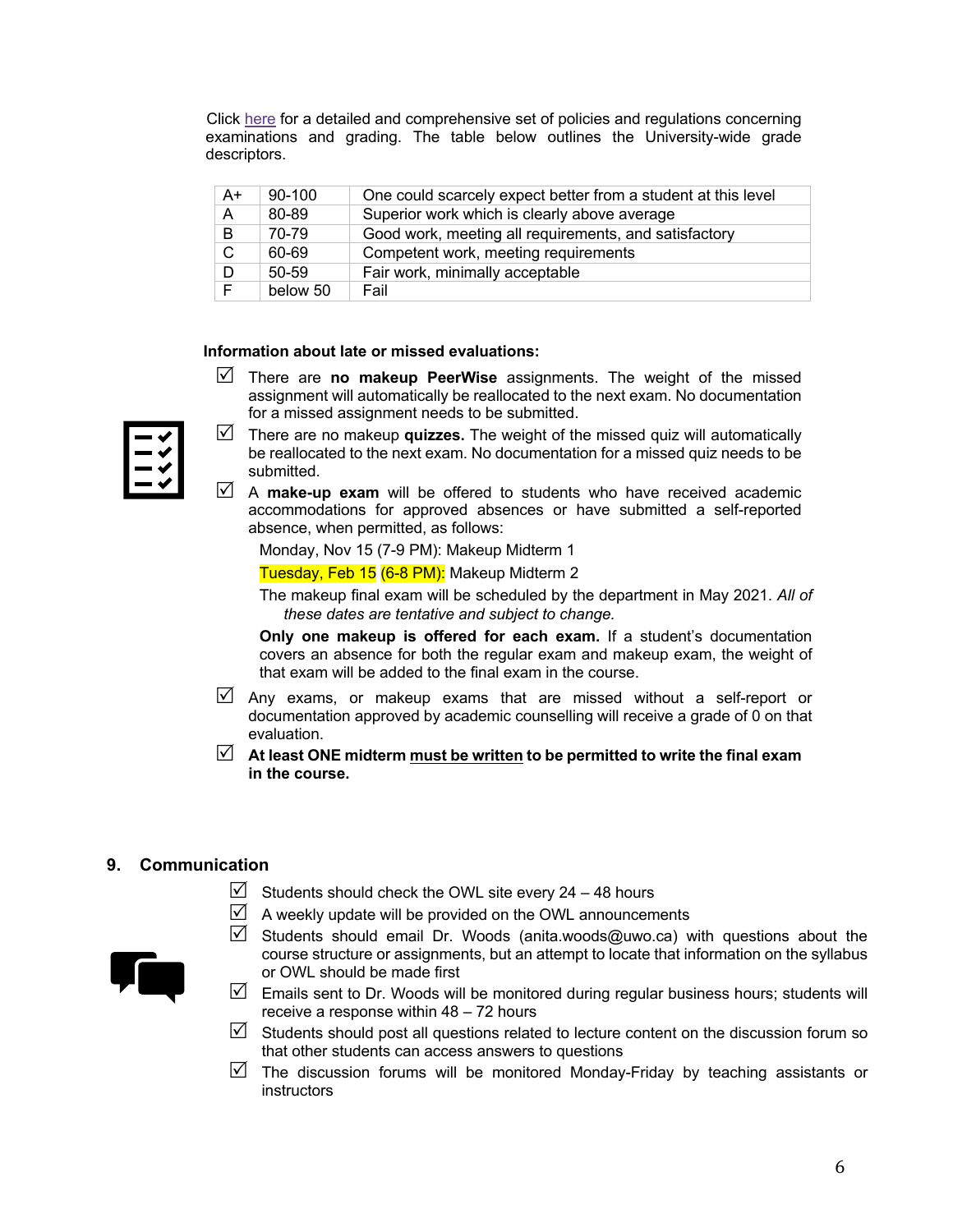Click here for a detailed and comprehensive set of policies and regulations concerning examinations and grading. The table below outlines the University-wide grade descriptors.

| | | |
|---|---|---|
| A+ | 90-100 | One could scarcely expect better from a student at this level |
| A | 80-89 | Superior work which is clearly above average |
| B | 70-79 | Good work, meeting all requirements, and satisfactory |
| C | 60-69 | Competent work, meeting requirements |
| D | 50-59 | Fair work, minimally acceptable |
| F | below 50 | Fail |

**Information about late or missed evaluations:**

- ☑ There are **no makeup PeerWise** assignments. The weight of the missed assignment will automatically be reallocated to the next exam. No documentation for a missed assignment needs to be submitted.
- ☑ There are no makeup **quizzes.** The weight of the missed quiz will automatically be reallocated to the next exam. No documentation for a missed quiz needs to be submitted.
- ☑ A **make-up exam** will be offered to students who have received academic accommodations for approved absences or have submitted a self-reported absence, when permitted, as follows:

  Monday, Nov 15 (7-9 PM): Makeup Midterm 1

  Tuesday, Feb 15 (6-8 PM): Makeup Midterm 2

  The makeup final exam will be scheduled by the department in May 2021. *All of these dates are tentative and subject to change.*

  **Only one makeup is offered for each exam.** If a student's documentation covers an absence for both the regular exam and makeup exam, the weight of that exam will be added to the final exam in the course.
- ☑ Any exams, or makeup exams that are missed without a self-report or documentation approved by academic counselling will receive a grade of 0 on that evaluation.
- ☑ **At least ONE midterm <u>must be written</u> to be permitted to write the final exam in the course.**

## 9. Communication

- ☑ Students should check the OWL site every 24 – 48 hours
- ☑ A weekly update will be provided on the OWL announcements
- ☑ Students should email Dr. Woods (anita.woods@uwo.ca) with questions about the course structure or assignments, but an attempt to locate that information on the syllabus or OWL should be made first
- ☑ Emails sent to Dr. Woods will be monitored during regular business hours; students will receive a response within 48 – 72 hours
- ☑ Students should post all questions related to lecture content on the discussion forum so that other students can access answers to questions
- ☑ The discussion forums will be monitored Monday-Friday by teaching assistants or instructors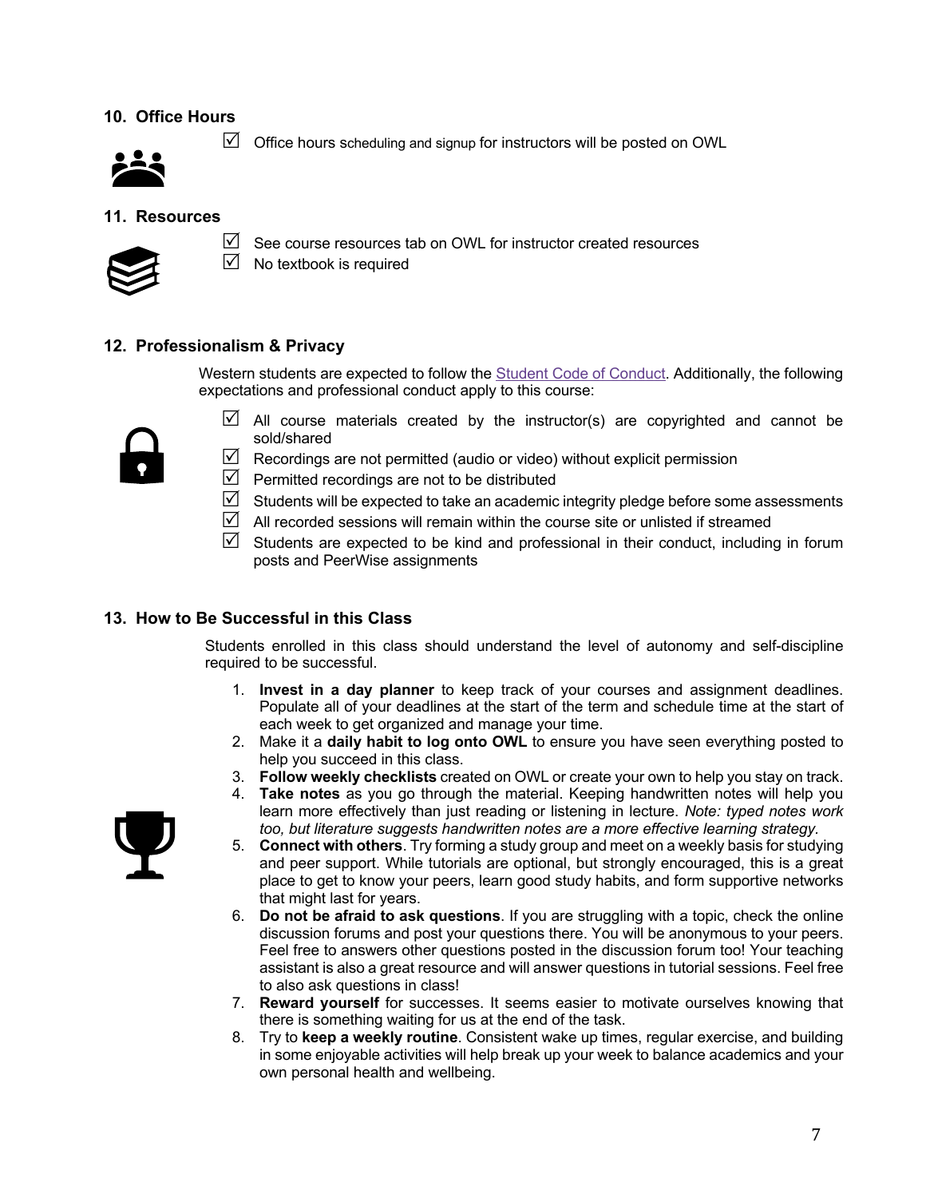## 10. Office Hours

- ☑ Office hours scheduling and signup for instructors will be posted on OWL

## 11. Resources

- ☑ See course resources tab on OWL for instructor created resources
- ☑ No textbook is required

## 12. Professionalism & Privacy

Western students are expected to follow the [Student Code of Conduct](). Additionally, the following expectations and professional conduct apply to this course:

- ☑ All course materials created by the instructor(s) are copyrighted and cannot be sold/shared
- ☑ Recordings are not permitted (audio or video) without explicit permission
- ☑ Permitted recordings are not to be distributed
- ☑ Students will be expected to take an academic integrity pledge before some assessments
- ☑ All recorded sessions will remain within the course site or unlisted if streamed
- ☑ Students are expected to be kind and professional in their conduct, including in forum posts and PeerWise assignments

## 13. How to Be Successful in this Class

Students enrolled in this class should understand the level of autonomy and self-discipline required to be successful.

1. **Invest in a day planner** to keep track of your courses and assignment deadlines. Populate all of your deadlines at the start of the term and schedule time at the start of each week to get organized and manage your time.
2. Make it a **daily habit to log onto OWL** to ensure you have seen everything posted to help you succeed in this class.
3. **Follow weekly checklists** created on OWL or create your own to help you stay on track.
4. **Take notes** as you go through the material. Keeping handwritten notes will help you learn more effectively than just reading or listening in lecture. *Note: typed notes work too, but literature suggests handwritten notes are a more effective learning strategy.*
5. **Connect with others**. Try forming a study group and meet on a weekly basis for studying and peer support. While tutorials are optional, but strongly encouraged, this is a great place to get to know your peers, learn good study habits, and form supportive networks that might last for years.
6. **Do not be afraid to ask questions**. If you are struggling with a topic, check the online discussion forums and post your questions there. You will be anonymous to your peers. Feel free to answers other questions posted in the discussion forum too! Your teaching assistant is also a great resource and will answer questions in tutorial sessions. Feel free to also ask questions in class!
7. **Reward yourself** for successes. It seems easier to motivate ourselves knowing that there is something waiting for us at the end of the task.
8. Try to **keep a weekly routine**. Consistent wake up times, regular exercise, and building in some enjoyable activities will help break up your week to balance academics and your own personal health and wellbeing.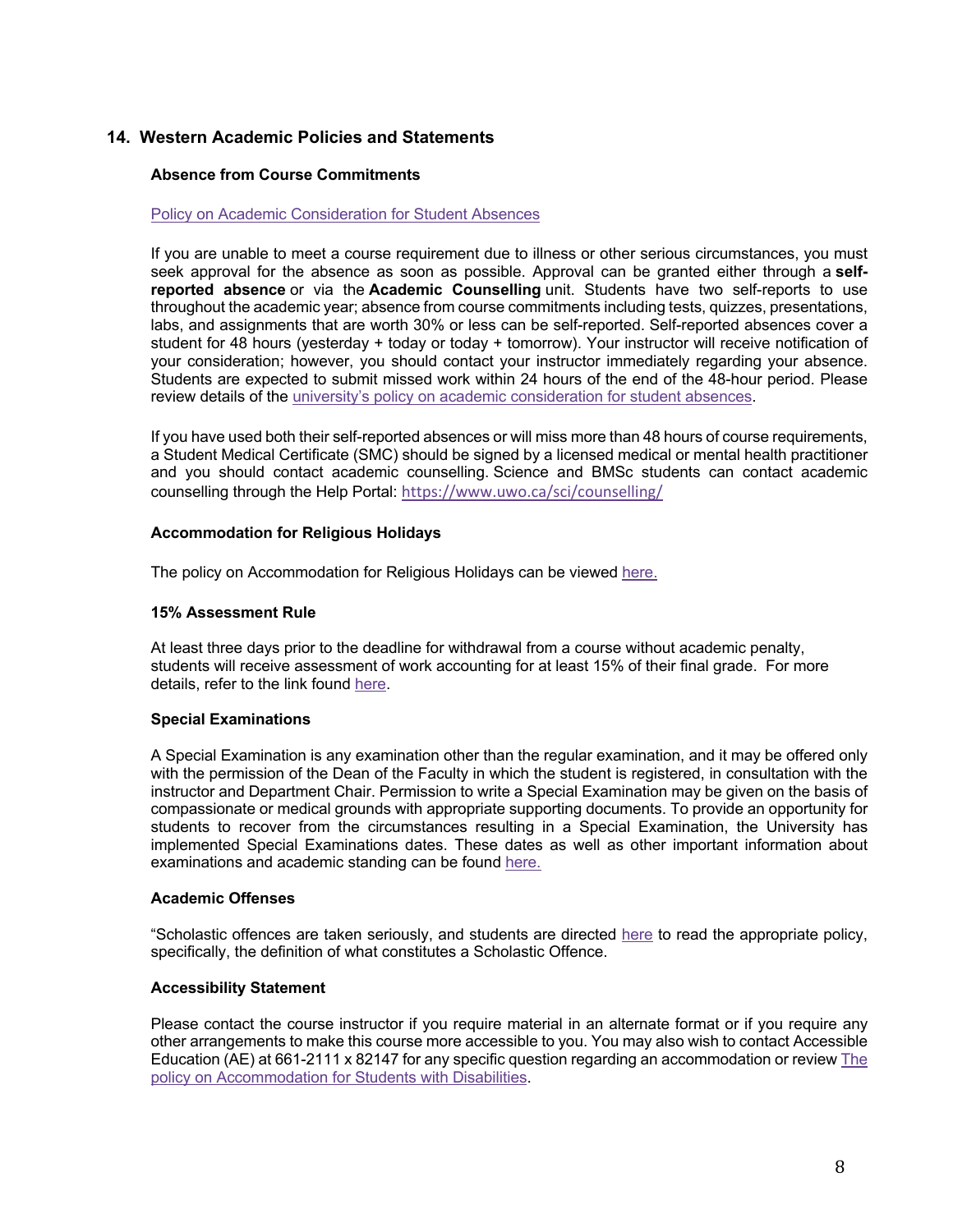## 14. Western Academic Policies and Statements

### Absence from Course Commitments

[Policy on Academic Consideration for Student Absences]

If you are unable to meet a course requirement due to illness or other serious circumstances, you must seek approval for the absence as soon as possible. Approval can be granted either through a **self-reported absence** or via the **Academic Counselling** unit. Students have two self-reports to use throughout the academic year; absence from course commitments including tests, quizzes, presentations, labs, and assignments that are worth 30% or less can be self-reported. Self-reported absences cover a student for 48 hours (yesterday + today or today + tomorrow). Your instructor will receive notification of your consideration; however, you should contact your instructor immediately regarding your absence. Students are expected to submit missed work within 24 hours of the end of the 48-hour period. Please review details of the university's policy on academic consideration for student absences.

If you have used both their self-reported absences or will miss more than 48 hours of course requirements, a Student Medical Certificate (SMC) should be signed by a licensed medical or mental health practitioner and you should contact academic counselling. Science and BMSc students can contact academic counselling through the Help Portal: https://www.uwo.ca/sci/counselling/

### Accommodation for Religious Holidays

The policy on Accommodation for Religious Holidays can be viewed here.

### 15% Assessment Rule

At least three days prior to the deadline for withdrawal from a course without academic penalty, students will receive assessment of work accounting for at least 15% of their final grade. For more details, refer to the link found here.

### Special Examinations

A Special Examination is any examination other than the regular examination, and it may be offered only with the permission of the Dean of the Faculty in which the student is registered, in consultation with the instructor and Department Chair. Permission to write a Special Examination may be given on the basis of compassionate or medical grounds with appropriate supporting documents. To provide an opportunity for students to recover from the circumstances resulting in a Special Examination, the University has implemented Special Examinations dates. These dates as well as other important information about examinations and academic standing can be found here.

### Academic Offenses

"Scholastic offences are taken seriously, and students are directed here to read the appropriate policy, specifically, the definition of what constitutes a Scholastic Offence.

### Accessibility Statement

Please contact the course instructor if you require material in an alternate format or if you require any other arrangements to make this course more accessible to you. You may also wish to contact Accessible Education (AE) at 661-2111 x 82147 for any specific question regarding an accommodation or review The policy on Accommodation for Students with Disabilities.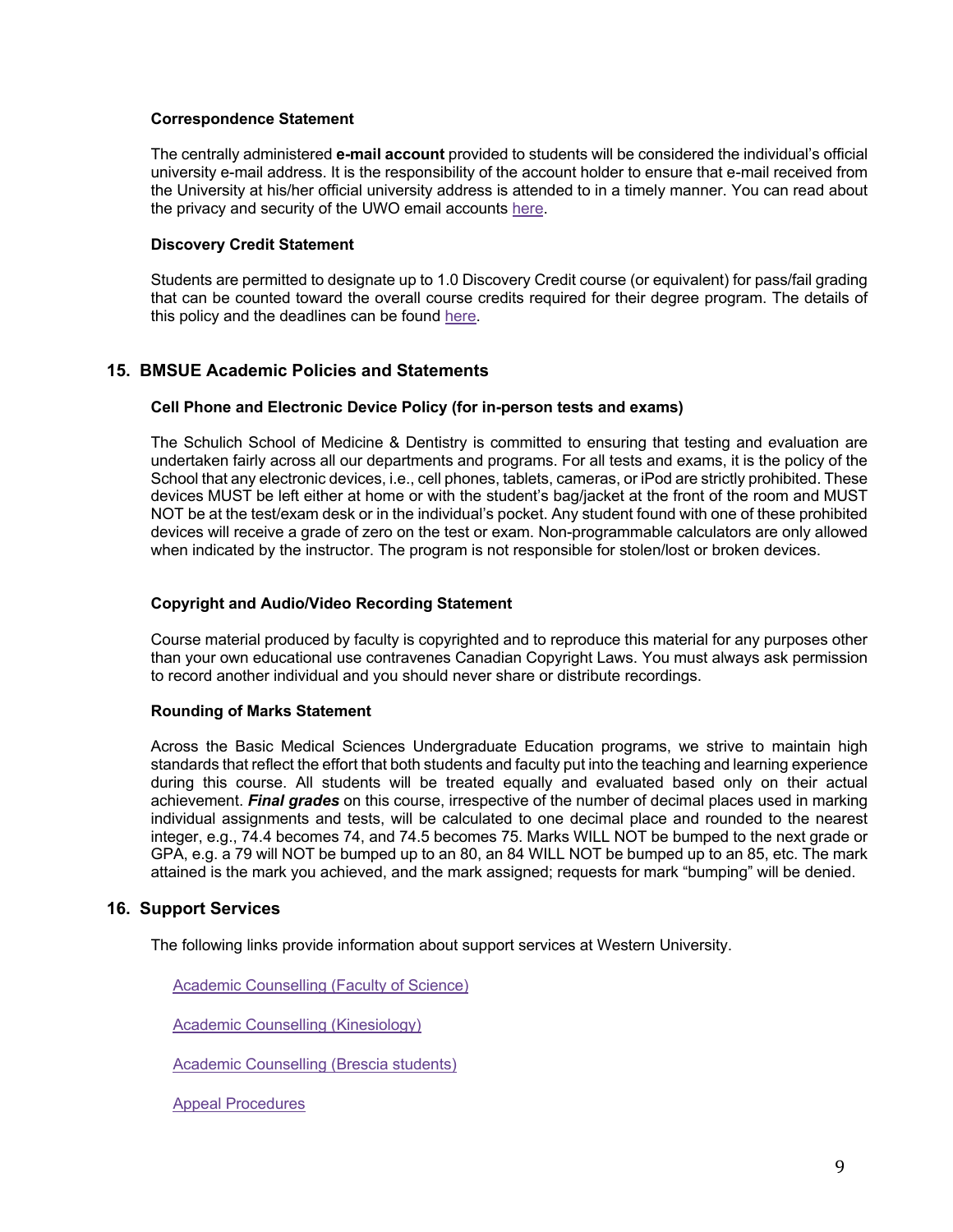### Correspondence Statement

The centrally administered **e-mail account** provided to students will be considered the individual's official university e-mail address. It is the responsibility of the account holder to ensure that e-mail received from the University at his/her official university address is attended to in a timely manner. You can read about the privacy and security of the UWO email accounts here.

### Discovery Credit Statement

Students are permitted to designate up to 1.0 Discovery Credit course (or equivalent) for pass/fail grading that can be counted toward the overall course credits required for their degree program. The details of this policy and the deadlines can be found here.

## 15. BMSUE Academic Policies and Statements

### Cell Phone and Electronic Device Policy (for in-person tests and exams)

The Schulich School of Medicine & Dentistry is committed to ensuring that testing and evaluation are undertaken fairly across all our departments and programs. For all tests and exams, it is the policy of the School that any electronic devices, i.e., cell phones, tablets, cameras, or iPod are strictly prohibited. These devices MUST be left either at home or with the student's bag/jacket at the front of the room and MUST NOT be at the test/exam desk or in the individual's pocket. Any student found with one of these prohibited devices will receive a grade of zero on the test or exam. Non-programmable calculators are only allowed when indicated by the instructor. The program is not responsible for stolen/lost or broken devices.

### Copyright and Audio/Video Recording Statement

Course material produced by faculty is copyrighted and to reproduce this material for any purposes other than your own educational use contravenes Canadian Copyright Laws. You must always ask permission to record another individual and you should never share or distribute recordings.

### Rounding of Marks Statement

Across the Basic Medical Sciences Undergraduate Education programs, we strive to maintain high standards that reflect the effort that both students and faculty put into the teaching and learning experience during this course. All students will be treated equally and evaluated based only on their actual achievement. ***Final grades*** on this course, irrespective of the number of decimal places used in marking individual assignments and tests, will be calculated to one decimal place and rounded to the nearest integer, e.g., 74.4 becomes 74, and 74.5 becomes 75. Marks WILL NOT be bumped to the next grade or GPA, e.g. a 79 will NOT be bumped up to an 80, an 84 WILL NOT be bumped up to an 85, etc. The mark attained is the mark you achieved, and the mark assigned; requests for mark "bumping" will be denied.

## 16. Support Services

The following links provide information about support services at Western University.

Academic Counselling (Faculty of Science)

Academic Counselling (Kinesiology)

Academic Counselling (Brescia students)

Appeal Procedures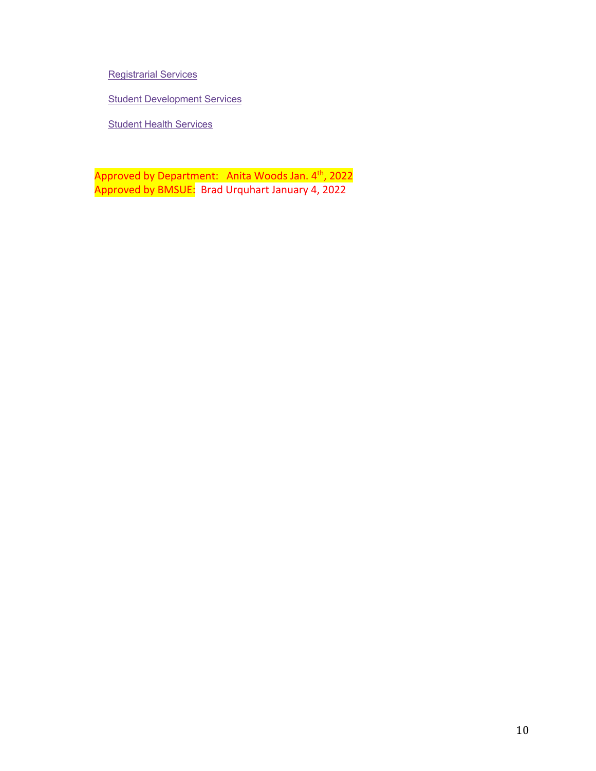Registrarial Services

Student Development Services

Student Health Services

Approved by Department: Anita Woods Jan. 4th, 2022
Approved by BMSUE: Brad Urquhart January 4, 2022